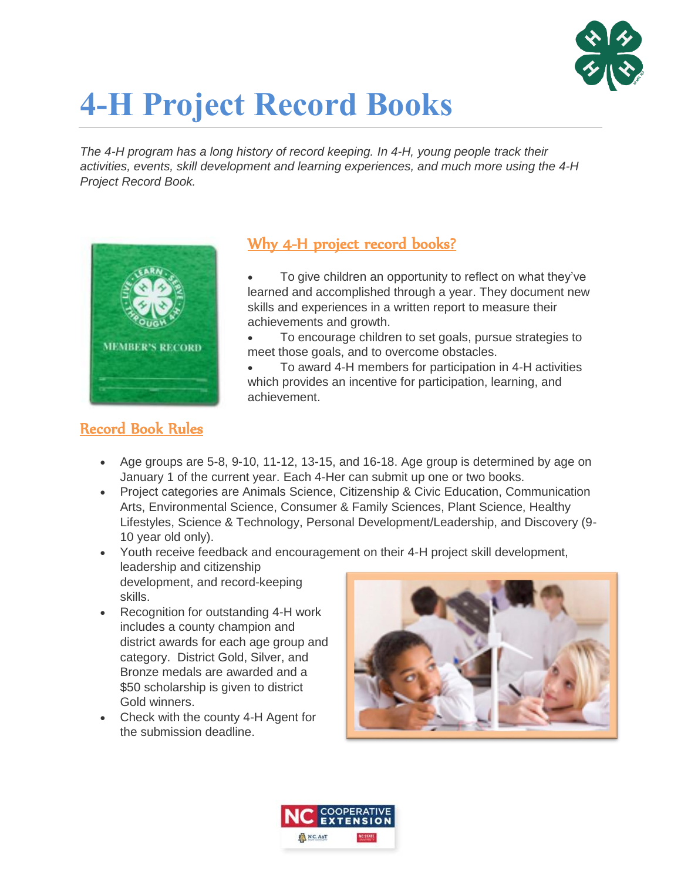# 4-H Project Record Books

*The 4-H program has a long history of record keeping. In 4-H, young people track their activities, events, skill development and learning experiences, and much more using the 4-H Project Record Book.*

## Why 4-H project record books?

- To give children an opportunity to reflect on what they've learned and accomplished through a year. They document new skills and experiences in a written report to measure their achievements and growth.
- To encourage children to set goals, pursue strategies to meet those goals, and to overcome obstacles.
- To award 4-H members for participation in 4-H activities which provides an incentive for participation, learning, and achievement.

## Record Book Rules

- Age groups are 5-8, 9-10, 11-12, 13-15, and 16-18. Age group is determined by age on January 1 of the current year. Each 4-Her can submit up one or two books.
- Project categories are Animals Science, Citizenship & Civic Education, Communication Arts, Environmental Science, Consumer & Family Sciences, Plant Science, Healthy Lifestyles, Science & Technology, Personal Development/Leadership, and Discovery (9-10 year old only).
- Youth receive feedback and encouragement on their 4-H project skill development, leadership and citizenship development, and record-keeping skills.
- Recognition for outstanding 4-H work includes a county champion and district awards for each age group and category. District Gold, Silver, and Bronze medals are awarded and a $50 scholarship is given to district Gold winners.
- Check with the county 4-H Agent for the submission deadline.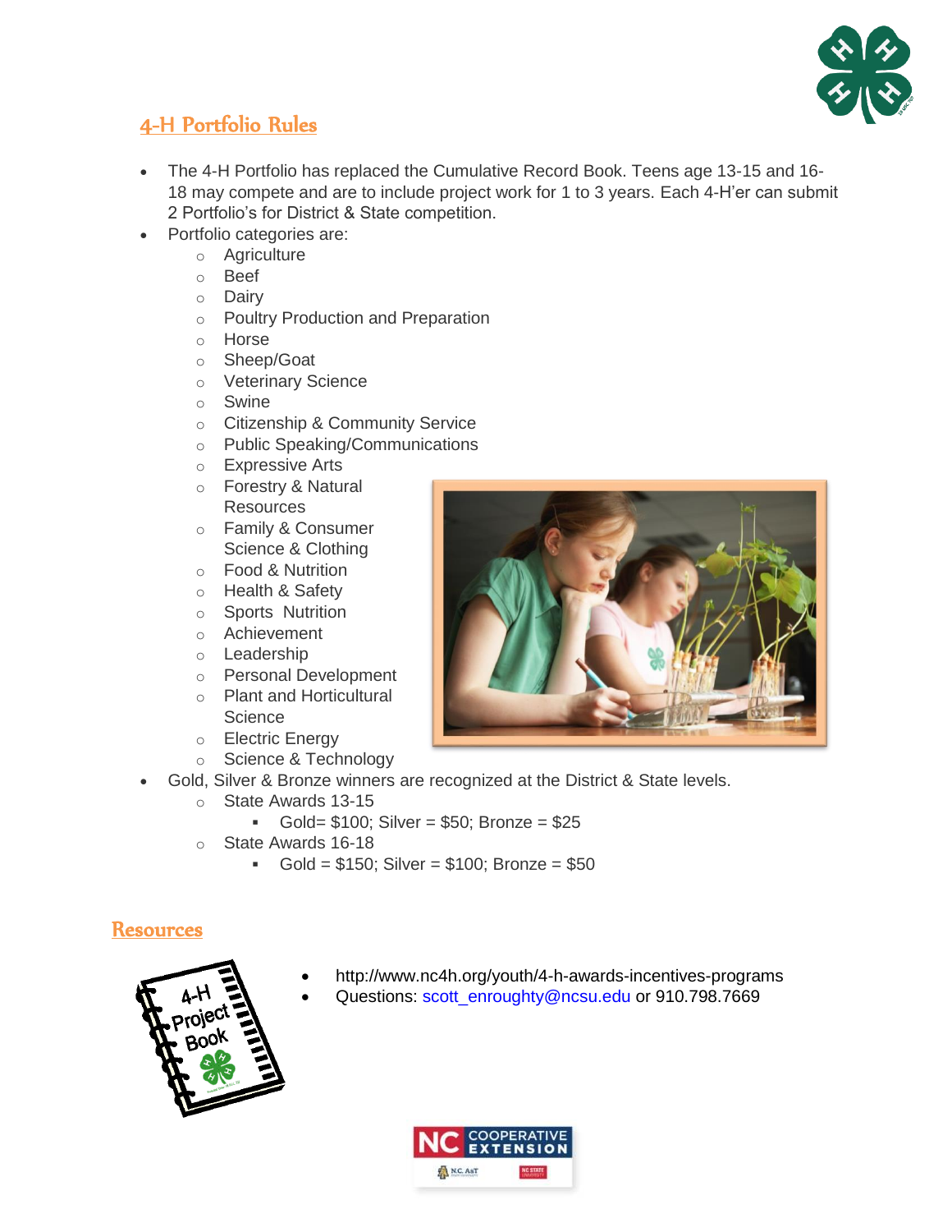## 4-H Portfolio Rules

- The 4-H Portfolio has replaced the Cumulative Record Book. Teens age 13-15 and 16-18 may compete and are to include project work for 1 to 3 years. Each 4-H'er can submit 2 Portfolio's for District & State competition.
- Portfolio categories are:
  - Agriculture
  - Beef
  - Dairy
  - Poultry Production and Preparation
  - Horse
  - Sheep/Goat
  - Veterinary Science
  - Swine
  - Citizenship & Community Service
  - Public Speaking/Communications
  - Expressive Arts
  - Forestry & Natural Resources
  - Family & Consumer Science & Clothing
  - Food & Nutrition
  - Health & Safety
  - Sports Nutrition
  - Achievement
  - Leadership
  - Personal Development
  - Plant and Horticultural Science
  - Electric Energy
  - Science & Technology
- Gold, Silver & Bronze winners are recognized at the District & State levels.
  - State Awards 13-15
    - Gold= $100; Silver = $50; Bronze = $25
  - State Awards 16-18
    - Gold = $150; Silver = $100; Bronze = $50

## Resources

- http://www.nc4h.org/youth/4-h-awards-incentives-programs
- Questions: scott_enroughty@ncsu.edu or 910.798.7669